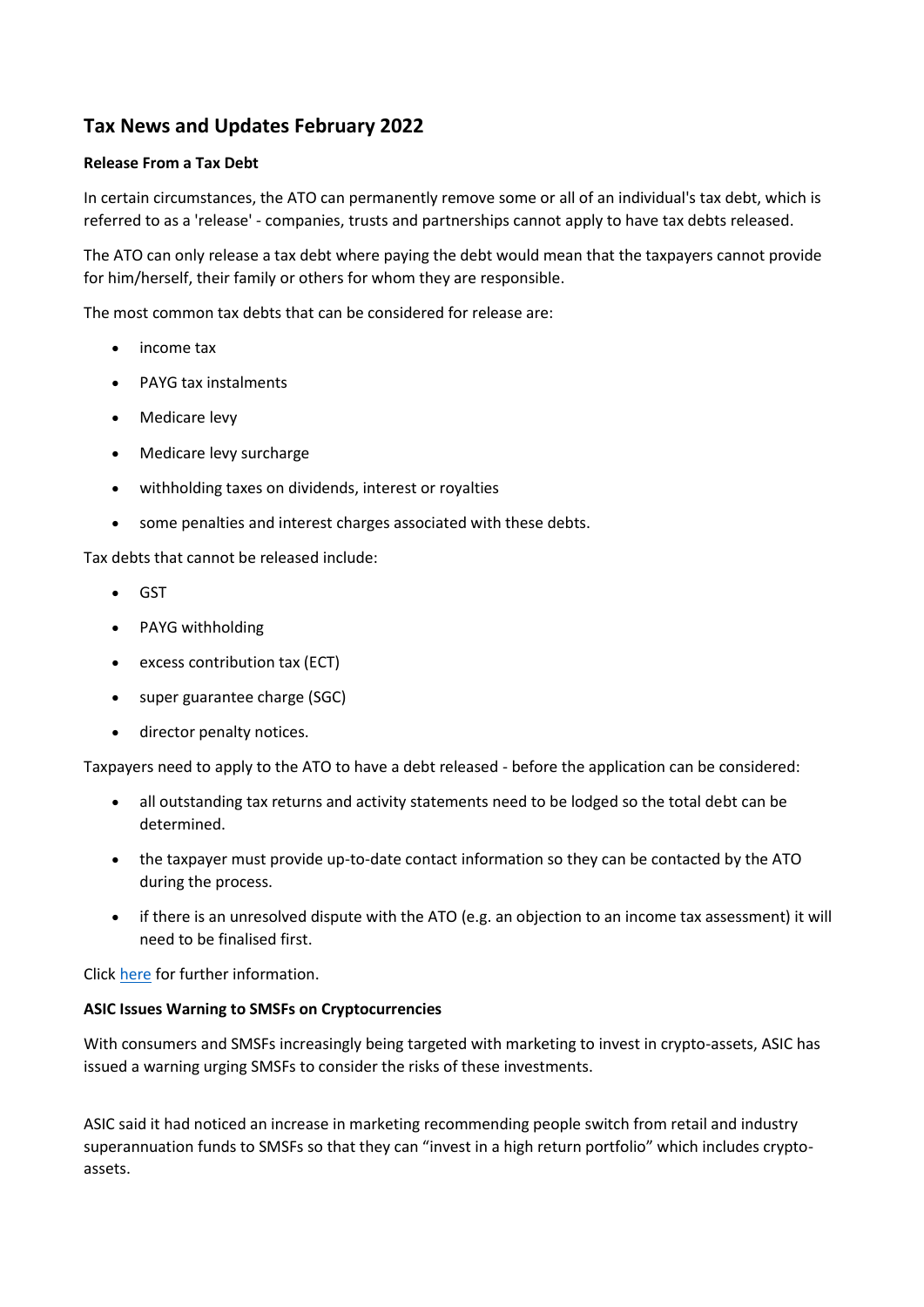# Tax News and Updates February 2022

**Release From a Tax Debt**

In certain circumstances, the ATO can permanently remove some or all of an individual's tax debt, which is referred to as a 'release' - companies, trusts and partnerships cannot apply to have tax debts released.

The ATO can only release a tax debt where paying the debt would mean that the taxpayers cannot provide for him/herself, their family or others for whom they are responsible.

The most common tax debts that can be considered for release are:

- income tax
- PAYG tax instalments
- Medicare levy
- Medicare levy surcharge
- withholding taxes on dividends, interest or royalties
- some penalties and interest charges associated with these debts.

Tax debts that cannot be released include:

- GST
- PAYG withholding
- excess contribution tax (ECT)
- super guarantee charge (SGC)
- director penalty notices.

Taxpayers need to apply to the ATO to have a debt released - before the application can be considered:

- all outstanding tax returns and activity statements need to be lodged so the total debt can be determined.
- the taxpayer must provide up-to-date contact information so they can be contacted by the ATO during the process.
- if there is an unresolved dispute with the ATO (e.g. an objection to an income tax assessment) it will need to be finalised first.

Click here for further information.

**ASIC Issues Warning to SMSFs on Cryptocurrencies**

With consumers and SMSFs increasingly being targeted with marketing to invest in crypto-assets, ASIC has issued a warning urging SMSFs to consider the risks of these investments.

ASIC said it had noticed an increase in marketing recommending people switch from retail and industry superannuation funds to SMSFs so that they can "invest in a high return portfolio" which includes crypto-assets.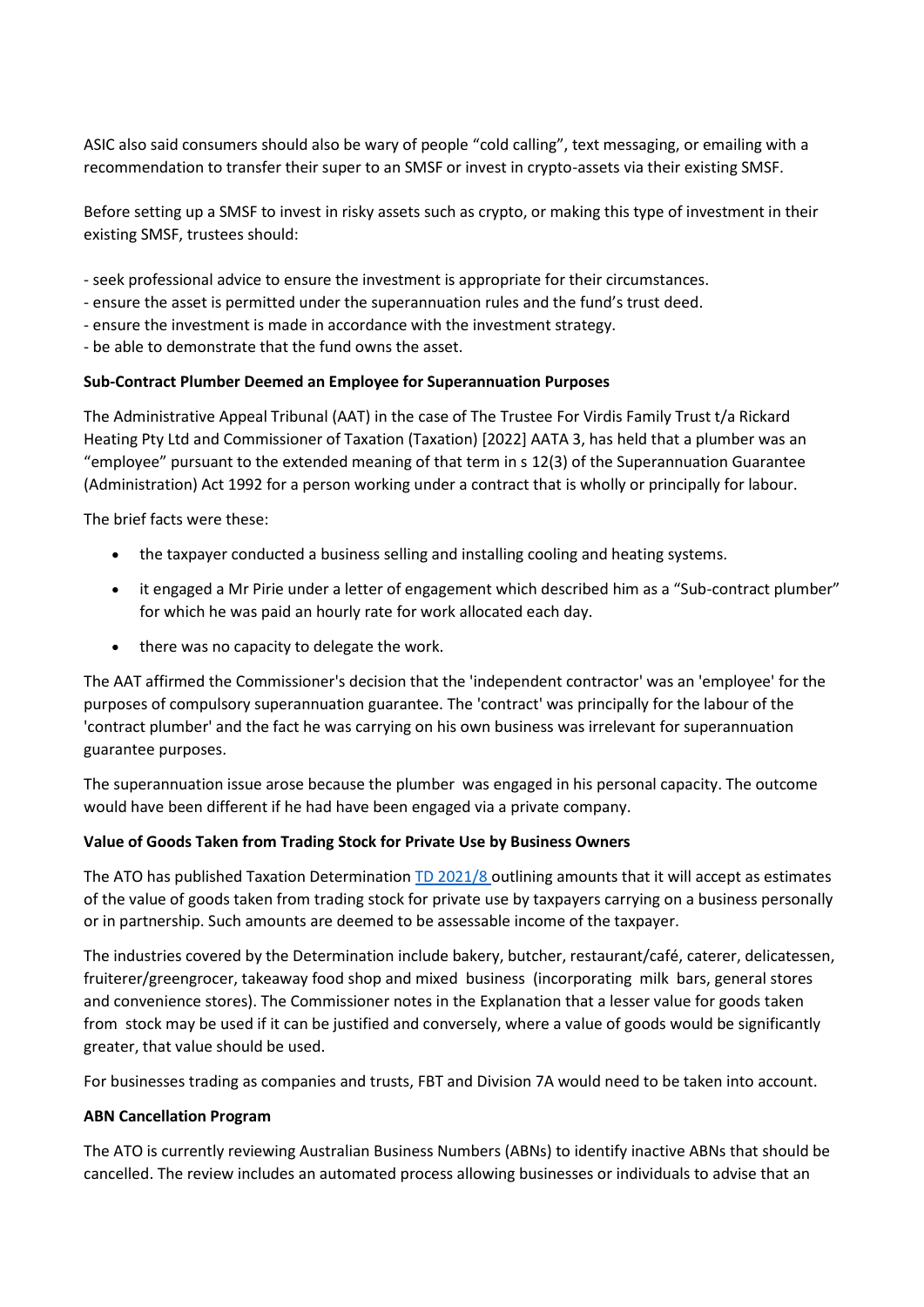ASIC also said consumers should also be wary of people "cold calling", text messaging, or emailing with a recommendation to transfer their super to an SMSF or invest in crypto-assets via their existing SMSF.

Before setting up a SMSF to invest in risky assets such as crypto, or making this type of investment in their existing SMSF, trustees should:

- seek professional advice to ensure the investment is appropriate for their circumstances.
- ensure the asset is permitted under the superannuation rules and the fund's trust deed.
- ensure the investment is made in accordance with the investment strategy.
- be able to demonstrate that the fund owns the asset.

**Sub-Contract Plumber Deemed an Employee for Superannuation Purposes**

The Administrative Appeal Tribunal (AAT) in the case of The Trustee For Virdis Family Trust t/a Rickard Heating Pty Ltd and Commissioner of Taxation (Taxation) [2022] AATA 3, has held that a plumber was an "employee" pursuant to the extended meaning of that term in s 12(3) of the Superannuation Guarantee (Administration) Act 1992 for a person working under a contract that is wholly or principally for labour.

The brief facts were these:

- the taxpayer conducted a business selling and installing cooling and heating systems.
- it engaged a Mr Pirie under a letter of engagement which described him as a "Sub-contract plumber" for which he was paid an hourly rate for work allocated each day.
- there was no capacity to delegate the work.

The AAT affirmed the Commissioner's decision that the 'independent contractor' was an 'employee' for the purposes of compulsory superannuation guarantee. The 'contract' was principally for the labour of the 'contract plumber' and the fact he was carrying on his own business was irrelevant for superannuation guarantee purposes.

The superannuation issue arose because the plumber was engaged in his personal capacity. The outcome would have been different if he had have been engaged via a private company.

**Value of Goods Taken from Trading Stock for Private Use by Business Owners**

The ATO has published Taxation Determination TD 2021/8 outlining amounts that it will accept as estimates of the value of goods taken from trading stock for private use by taxpayers carrying on a business personally or in partnership. Such amounts are deemed to be assessable income of the taxpayer.

The industries covered by the Determination include bakery, butcher, restaurant/café, caterer, delicatessen, fruiterer/greengrocer, takeaway food shop and mixed business (incorporating milk bars, general stores and convenience stores). The Commissioner notes in the Explanation that a lesser value for goods taken from stock may be used if it can be justified and conversely, where a value of goods would be significantly greater, that value should be used.

For businesses trading as companies and trusts, FBT and Division 7A would need to be taken into account.

**ABN Cancellation Program**

The ATO is currently reviewing Australian Business Numbers (ABNs) to identify inactive ABNs that should be cancelled. The review includes an automated process allowing businesses or individuals to advise that an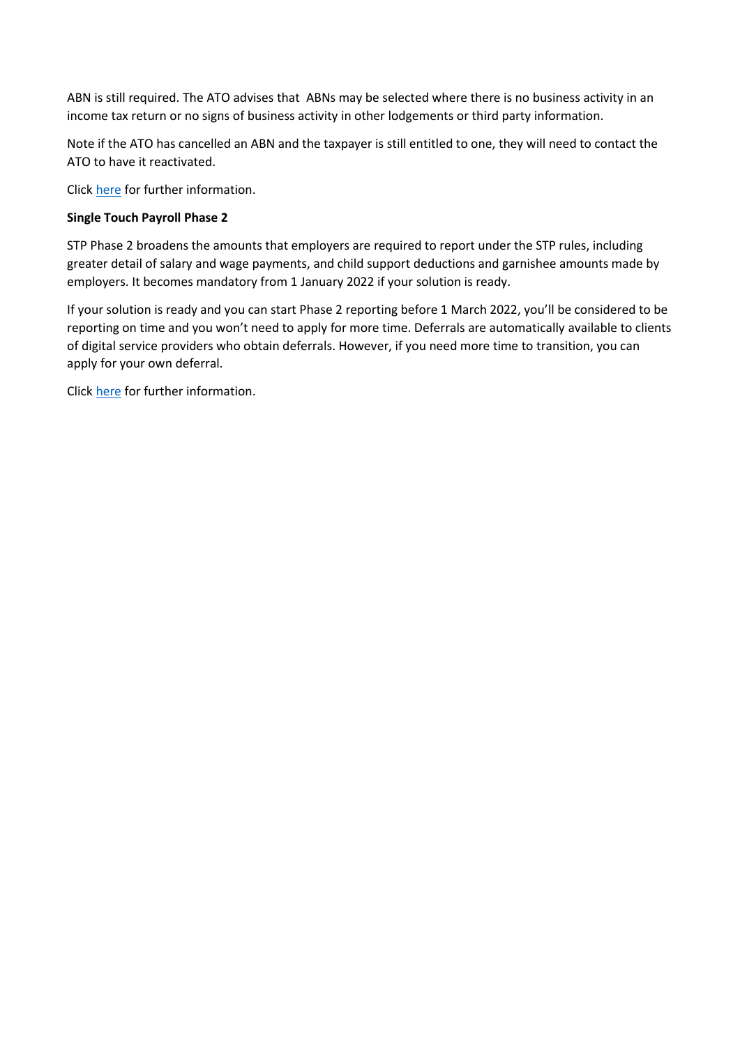ABN is still required. The ATO advises that ABNs may be selected where there is no business activity in an income tax return or no signs of business activity in other lodgements or third party information.

Note if the ATO has cancelled an ABN and the taxpayer is still entitled to one, they will need to contact the ATO to have it reactivated.

Click here for further information.

**Single Touch Payroll Phase 2**

STP Phase 2 broadens the amounts that employers are required to report under the STP rules, including greater detail of salary and wage payments, and child support deductions and garnishee amounts made by employers. It becomes mandatory from 1 January 2022 if your solution is ready.

If your solution is ready and you can start Phase 2 reporting before 1 March 2022, you'll be considered to be reporting on time and you won't need to apply for more time. Deferrals are automatically available to clients of digital service providers who obtain deferrals. However, if you need more time to transition, you can apply for your own deferral.

Click here for further information.